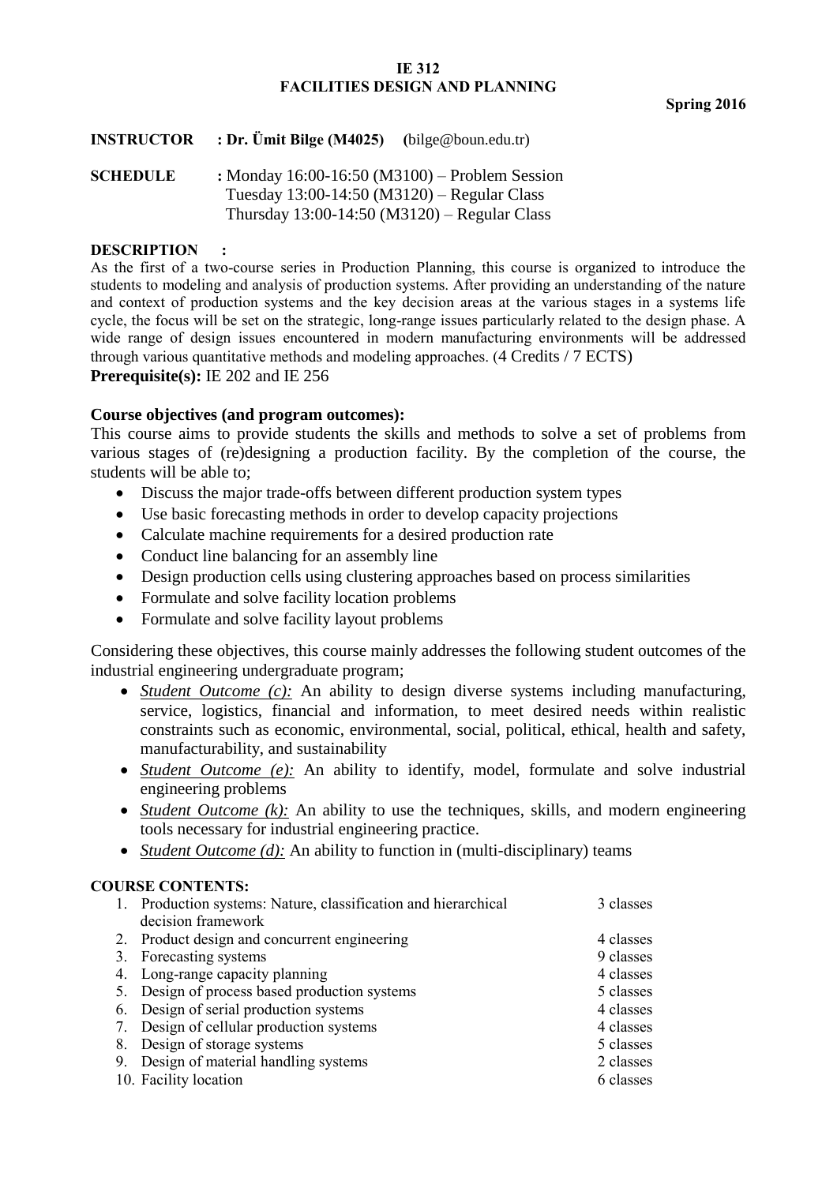# IE 312
# FACILITIES DESIGN AND PLANNING

**Spring 2016**

**INSTRUCTOR** : **Dr. Ümit Bilge (M4025)** (bilge@boun.edu.tr)

**SCHEDULE** : Monday 16:00-16:50 (M3100) – Problem Session
Tuesday 13:00-14:50 (M3120) – Regular Class
Thursday 13:00-14:50 (M3120) – Regular Class

**DESCRIPTION** :

As the first of a two-course series in Production Planning, this course is organized to introduce the students to modeling and analysis of production systems. After providing an understanding of the nature and context of production systems and the key decision areas at the various stages in a systems life cycle, the focus will be set on the strategic, long-range issues particularly related to the design phase. A wide range of design issues encountered in modern manufacturing environments will be addressed through various quantitative methods and modeling approaches. (4 Credits / 7 ECTS)

**Prerequisite(s):** IE 202 and IE 256

**Course objectives (and program outcomes):**

This course aims to provide students the skills and methods to solve a set of problems from various stages of (re)designing a production facility. By the completion of the course, the students will be able to;

- Discuss the major trade-offs between different production system types
- Use basic forecasting methods in order to develop capacity projections
- Calculate machine requirements for a desired production rate
- Conduct line balancing for an assembly line
- Design production cells using clustering approaches based on process similarities
- Formulate and solve facility location problems
- Formulate and solve facility layout problems

Considering these objectives, this course mainly addresses the following student outcomes of the industrial engineering undergraduate program;

- *Student Outcome (c):* An ability to design diverse systems including manufacturing, service, logistics, financial and information, to meet desired needs within realistic constraints such as economic, environmental, social, political, ethical, health and safety, manufacturability, and sustainability
- *Student Outcome (e):* An ability to identify, model, formulate and solve industrial engineering problems
- *Student Outcome (k):* An ability to use the techniques, skills, and modern engineering tools necessary for industrial engineering practice.
- *Student Outcome (d):* An ability to function in (multi-disciplinary) teams

**COURSE CONTENTS:**

| | Topic | Classes |
|---|---|---|
| 1. | Production systems: Nature, classification and hierarchical decision framework | 3 classes |
| 2. | Product design and concurrent engineering | 4 classes |
| 3. | Forecasting systems | 9 classes |
| 4. | Long-range capacity planning | 4 classes |
| 5. | Design of process based production systems | 5 classes |
| 6. | Design of serial production systems | 4 classes |
| 7. | Design of cellular production systems | 4 classes |
| 8. | Design of storage systems | 5 classes |
| 9. | Design of material handling systems | 2 classes |
| 10. | Facility location | 6 classes |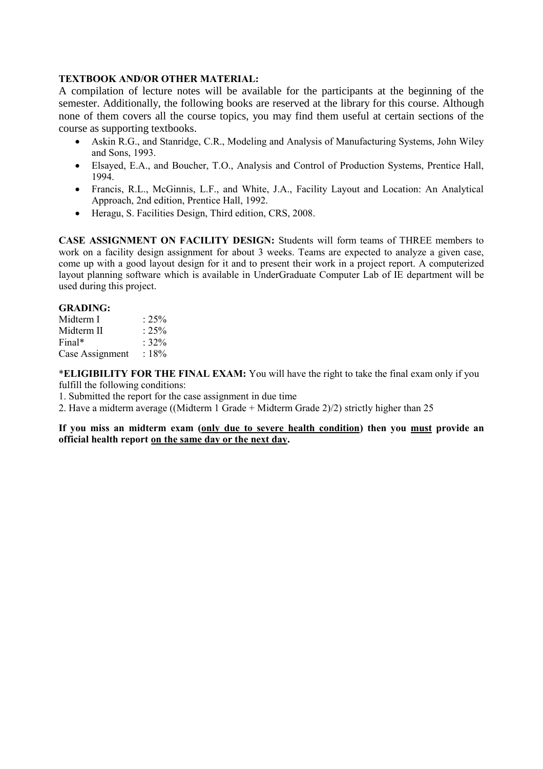**TEXTBOOK AND/OR OTHER MATERIAL:**

A compilation of lecture notes will be available for the participants at the beginning of the semester. Additionally, the following books are reserved at the library for this course. Although none of them covers all the course topics, you may find them useful at certain sections of the course as supporting textbooks.

- Askin R.G., and Stanridge, C.R., Modeling and Analysis of Manufacturing Systems, John Wiley and Sons, 1993.
- Elsayed, E.A., and Boucher, T.O., Analysis and Control of Production Systems, Prentice Hall, 1994.
- Francis, R.L., McGinnis, L.F., and White, J.A., Facility Layout and Location: An Analytical Approach, 2nd edition, Prentice Hall, 1992.
- Heragu, S. Facilities Design, Third edition, CRS, 2008.

**CASE ASSIGNMENT ON FACILITY DESIGN:** Students will form teams of THREE members to work on a facility design assignment for about 3 weeks. Teams are expected to analyze a given case, come up with a good layout design for it and to present their work in a project report. A computerized layout planning software which is available in UnderGraduate Computer Lab of IE department will be used during this project.

**GRADING:**

| | |
|---|---|
| Midterm I | : 25% |
| Midterm II | : 25% |
| Final* | : 32% |
| Case Assignment | : 18% |

***ELIGIBILITY FOR THE FINAL EXAM:** You will have the right to take the final exam only if you fulfill the following conditions:

1. Submitted the report for the case assignment in due time
2. Have a midterm average ((Midterm 1 Grade + Midterm Grade 2)/2) strictly higher than 25

**If you miss an midterm exam (<u>only due to severe health condition</u>) then you <u>must</u> provide an official health report <u>on the same day or the next day</u>.**